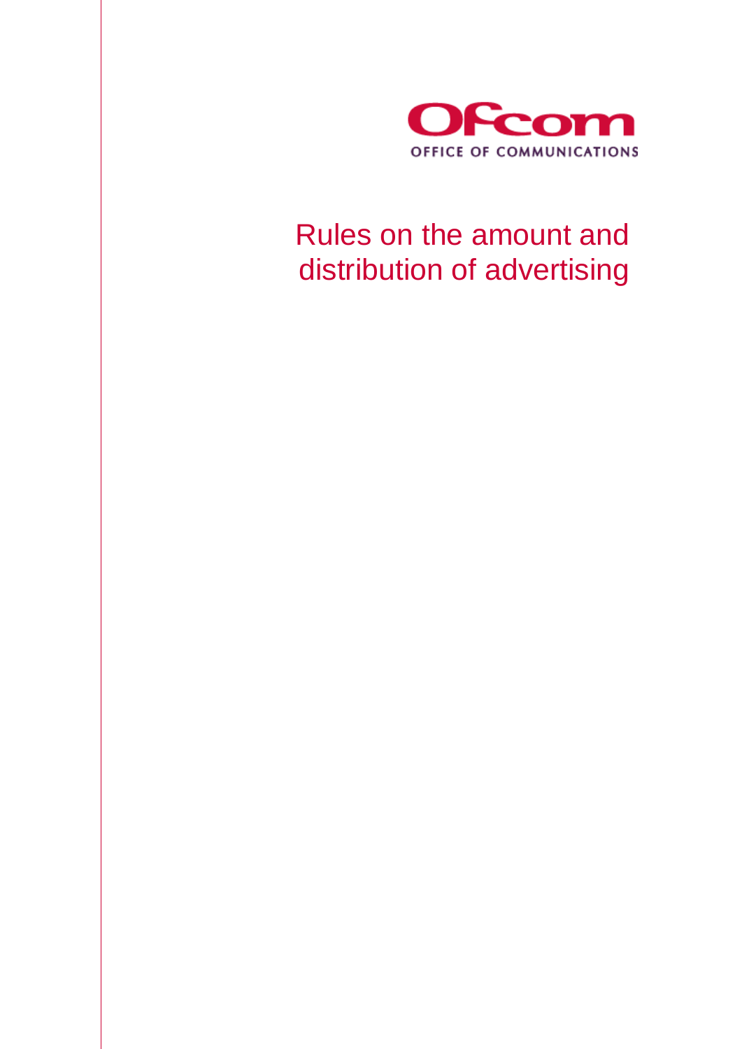Ofcom

OFFICE OF COMMUNICATIONS

# Rules on the amount and distribution of advertising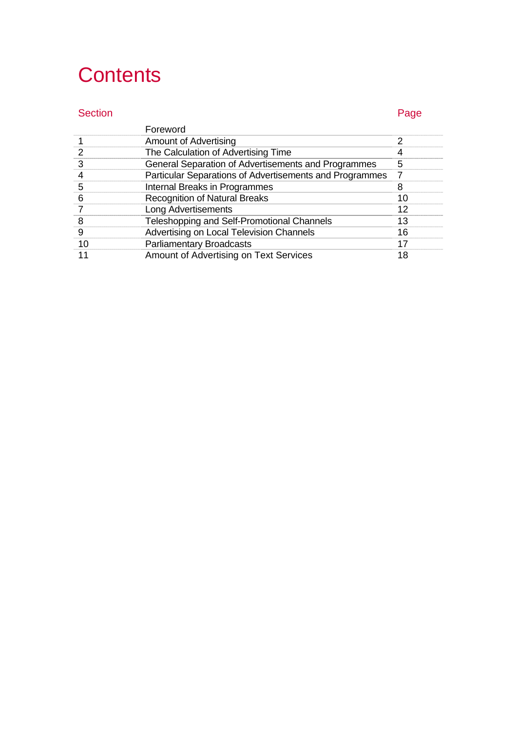# Contents

| Section | | Page |
|---|---|---|
| | Foreword | |
| 1 | Amount of Advertising | 2 |
| 2 | The Calculation of Advertising Time | 4 |
| 3 | General Separation of Advertisements and Programmes | 5 |
| 4 | Particular Separations of Advertisements and Programmes | 7 |
| 5 | Internal Breaks in Programmes | 8 |
| 6 | Recognition of Natural Breaks | 10 |
| 7 | Long Advertisements | 12 |
| 8 | Teleshopping and Self-Promotional Channels | 13 |
| 9 | Advertising on Local Television Channels | 16 |
| 10 | Parliamentary Broadcasts | 17 |
| 11 | Amount of Advertising on Text Services | 18 |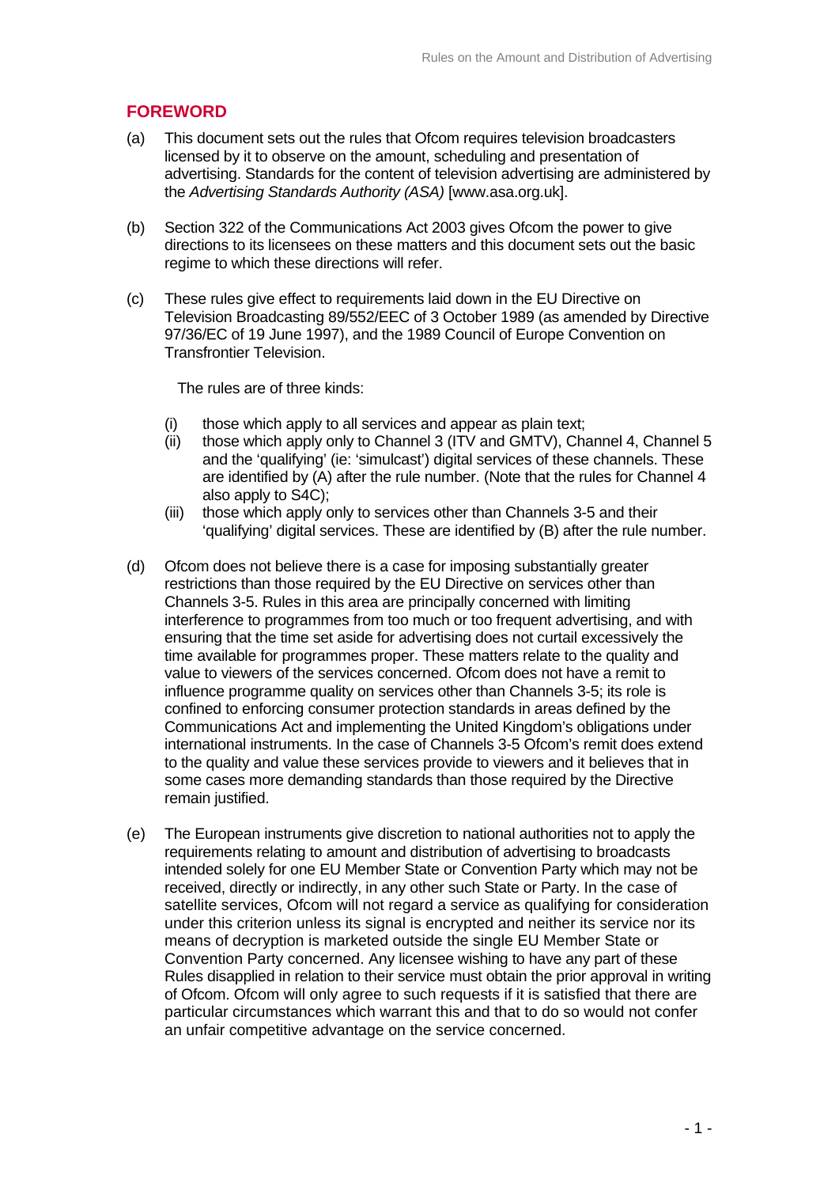## FOREWORD

(a) This document sets out the rules that Ofcom requires television broadcasters licensed by it to observe on the amount, scheduling and presentation of advertising. Standards for the content of television advertising are administered by the *Advertising Standards Authority (ASA)* [www.asa.org.uk].

(b) Section 322 of the Communications Act 2003 gives Ofcom the power to give directions to its licensees on these matters and this document sets out the basic regime to which these directions will refer.

(c) These rules give effect to requirements laid down in the EU Directive on Television Broadcasting 89/552/EEC of 3 October 1989 (as amended by Directive 97/36/EC of 19 June 1997), and the 1989 Council of Europe Convention on Transfrontier Television.

The rules are of three kinds:

(i) those which apply to all services and appear as plain text;
(ii) those which apply only to Channel 3 (ITV and GMTV), Channel 4, Channel 5 and the 'qualifying' (ie: 'simulcast') digital services of these channels. These are identified by (A) after the rule number. (Note that the rules for Channel 4 also apply to S4C);
(iii) those which apply only to services other than Channels 3-5 and their 'qualifying' digital services. These are identified by (B) after the rule number.

(d) Ofcom does not believe there is a case for imposing substantially greater restrictions than those required by the EU Directive on services other than Channels 3-5. Rules in this area are principally concerned with limiting interference to programmes from too much or too frequent advertising, and with ensuring that the time set aside for advertising does not curtail excessively the time available for programmes proper. These matters relate to the quality and value to viewers of the services concerned. Ofcom does not have a remit to influence programme quality on services other than Channels 3-5; its role is confined to enforcing consumer protection standards in areas defined by the Communications Act and implementing the United Kingdom's obligations under international instruments. In the case of Channels 3-5 Ofcom's remit does extend to the quality and value these services provide to viewers and it believes that in some cases more demanding standards than those required by the Directive remain justified.

(e) The European instruments give discretion to national authorities not to apply the requirements relating to amount and distribution of advertising to broadcasts intended solely for one EU Member State or Convention Party which may not be received, directly or indirectly, in any other such State or Party. In the case of satellite services, Ofcom will not regard a service as qualifying for consideration under this criterion unless its signal is encrypted and neither its service nor its means of decryption is marketed outside the single EU Member State or Convention Party concerned. Any licensee wishing to have any part of these Rules disapplied in relation to their service must obtain the prior approval in writing of Ofcom. Ofcom will only agree to such requests if it is satisfied that there are particular circumstances which warrant this and that to do so would not confer an unfair competitive advantage on the service concerned.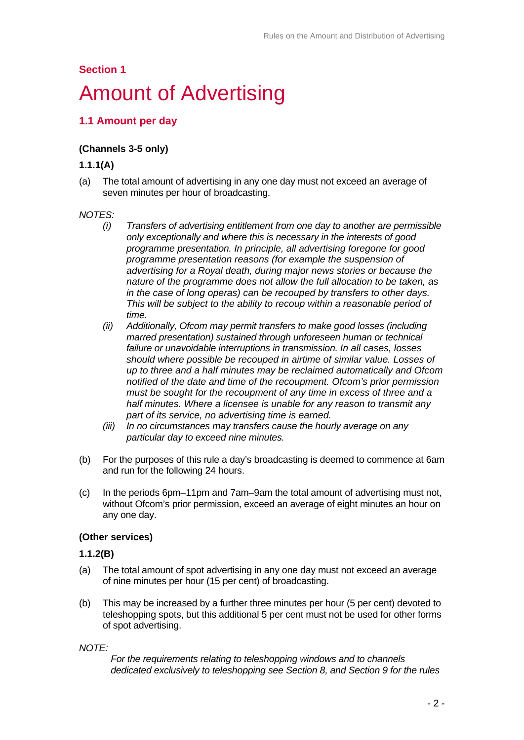## Section 1

# Amount of Advertising

### 1.1 Amount per day

**(Channels 3-5 only)**

**1.1.1(A)**

(a) The total amount of advertising in any one day must not exceed an average of seven minutes per hour of broadcasting.

*NOTES:*

*(i) Transfers of advertising entitlement from one day to another are permissible only exceptionally and where this is necessary in the interests of good programme presentation. In principle, all advertising foregone for good programme presentation reasons (for example the suspension of advertising for a Royal death, during major news stories or because the nature of the programme does not allow the full allocation to be taken, as in the case of long operas) can be recouped by transfers to other days. This will be subject to the ability to recoup within a reasonable period of time.*

*(ii) Additionally, Ofcom may permit transfers to make good losses (including marred presentation) sustained through unforeseen human or technical failure or unavoidable interruptions in transmission. In all cases, losses should where possible be recouped in airtime of similar value. Losses of up to three and a half minutes may be reclaimed automatically and Ofcom notified of the date and time of the recoupment. Ofcom's prior permission must be sought for the recoupment of any time in excess of three and a half minutes. Where a licensee is unable for any reason to transmit any part of its service, no advertising time is earned.*

*(iii) In no circumstances may transfers cause the hourly average on any particular day to exceed nine minutes.*

(b) For the purposes of this rule a day's broadcasting is deemed to commence at 6am and run for the following 24 hours.

(c) In the periods 6pm–11pm and 7am–9am the total amount of advertising must not, without Ofcom's prior permission, exceed an average of eight minutes an hour on any one day.

**(Other services)**

**1.1.2(B)**

(a) The total amount of spot advertising in any one day must not exceed an average of nine minutes per hour (15 per cent) of broadcasting.

(b) This may be increased by a further three minutes per hour (5 per cent) devoted to teleshopping spots, but this additional 5 per cent must not be used for other forms of spot advertising.

*NOTE:*

*For the requirements relating to teleshopping windows and to channels dedicated exclusively to teleshopping see Section 8, and Section 9 for the rules*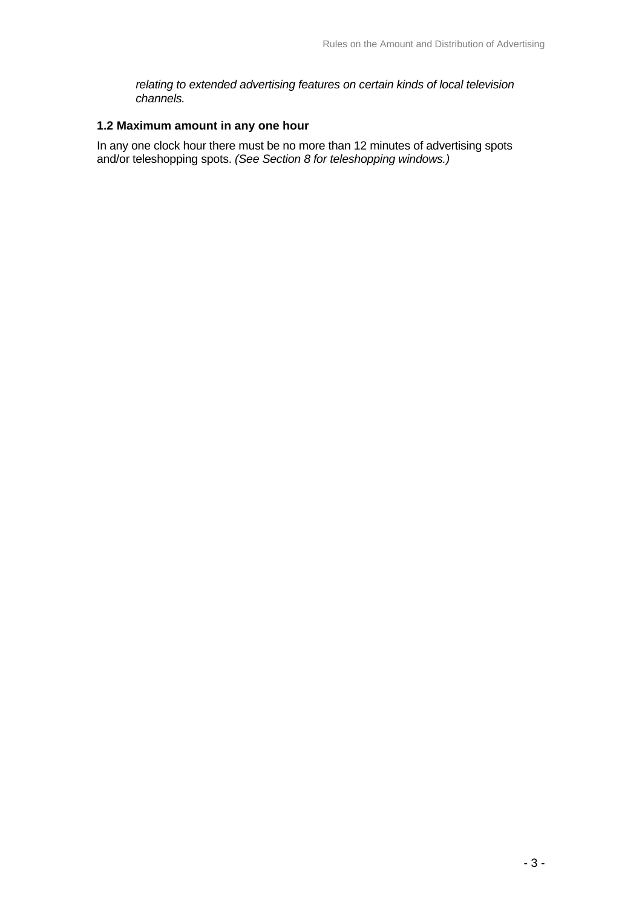*relating to extended advertising features on certain kinds of local television channels.*

### 1.2 Maximum amount in any one hour

In any one clock hour there must be no more than 12 minutes of advertising spots and/or teleshopping spots. *(See Section 8 for teleshopping windows.)*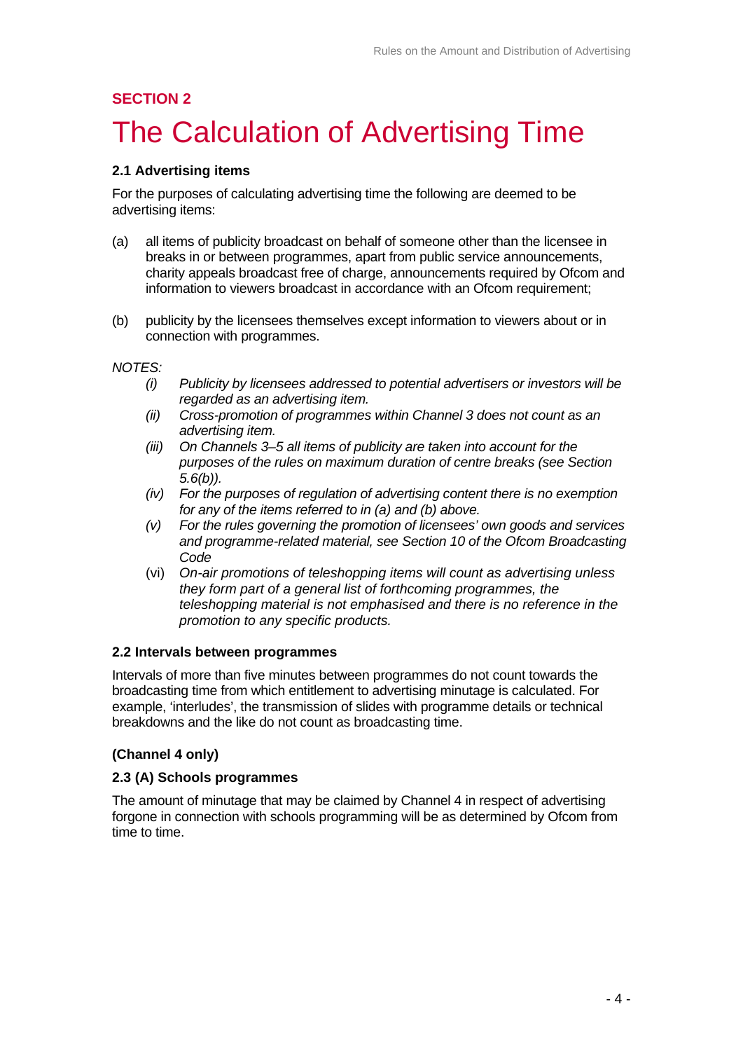**SECTION 2**

# The Calculation of Advertising Time

### 2.1 Advertising items

For the purposes of calculating advertising time the following are deemed to be advertising items:

(a) all items of publicity broadcast on behalf of someone other than the licensee in breaks in or between programmes, apart from public service announcements, charity appeals broadcast free of charge, announcements required by Ofcom and information to viewers broadcast in accordance with an Ofcom requirement;

(b) publicity by the licensees themselves except information to viewers about or in connection with programmes.

*NOTES:*

*(i) Publicity by licensees addressed to potential advertisers or investors will be regarded as an advertising item.*

*(ii) Cross-promotion of programmes within Channel 3 does not count as an advertising item.*

*(iii) On Channels 3–5 all items of publicity are taken into account for the purposes of the rules on maximum duration of centre breaks (see Section 5.6(b)).*

*(iv) For the purposes of regulation of advertising content there is no exemption for any of the items referred to in (a) and (b) above.*

*(v) For the rules governing the promotion of licensees' own goods and services and programme-related material, see Section 10 of the Ofcom Broadcasting Code*

(vi) *On-air promotions of teleshopping items will count as advertising unless they form part of a general list of forthcoming programmes, the teleshopping material is not emphasised and there is no reference in the promotion to any specific products.*

### 2.2 Intervals between programmes

Intervals of more than five minutes between programmes do not count towards the broadcasting time from which entitlement to advertising minutage is calculated. For example, 'interludes', the transmission of slides with programme details or technical breakdowns and the like do not count as broadcasting time.

### (Channel 4 only)

### 2.3 (A) Schools programmes

The amount of minutage that may be claimed by Channel 4 in respect of advertising forgone in connection with schools programming will be as determined by Ofcom from time to time.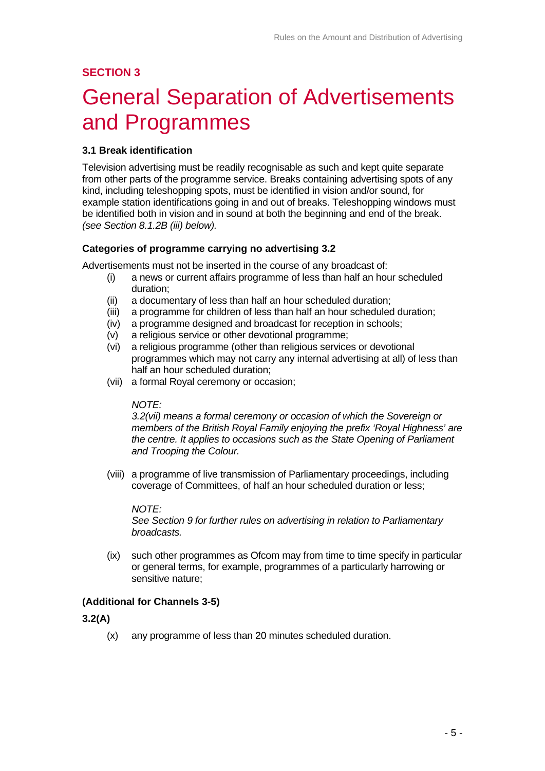**SECTION 3**

# General Separation of Advertisements and Programmes

### 3.1 Break identification

Television advertising must be readily recognisable as such and kept quite separate from other parts of the programme service. Breaks containing advertising spots of any kind, including teleshopping spots, must be identified in vision and/or sound, for example station identifications going in and out of breaks. Teleshopping windows must be identified both in vision and in sound at both the beginning and end of the break. *(see Section 8.1.2B (iii) below).*

### Categories of programme carrying no advertising 3.2

Advertisements must not be inserted in the course of any broadcast of:

- (i) a news or current affairs programme of less than half an hour scheduled duration;
- (ii) a documentary of less than half an hour scheduled duration;
- (iii) a programme for children of less than half an hour scheduled duration;
- (iv) a programme designed and broadcast for reception in schools;
- (v) a religious service or other devotional programme;
- (vi) a religious programme (other than religious services or devotional programmes which may not carry any internal advertising at all) of less than half an hour scheduled duration;
- (vii) a formal Royal ceremony or occasion;

  *NOTE:*
  *3.2(vii) means a formal ceremony or occasion of which the Sovereign or members of the British Royal Family enjoying the prefix 'Royal Highness' are the centre. It applies to occasions such as the State Opening of Parliament and Trooping the Colour.*

- (viii) a programme of live transmission of Parliamentary proceedings, including coverage of Committees, of half an hour scheduled duration or less;

  *NOTE:*
  *See Section 9 for further rules on advertising in relation to Parliamentary broadcasts.*

- (ix) such other programmes as Ofcom may from time to time specify in particular or general terms, for example, programmes of a particularly harrowing or sensitive nature;

### (Additional for Channels 3-5)

**3.2(A)**

- (x) any programme of less than 20 minutes scheduled duration.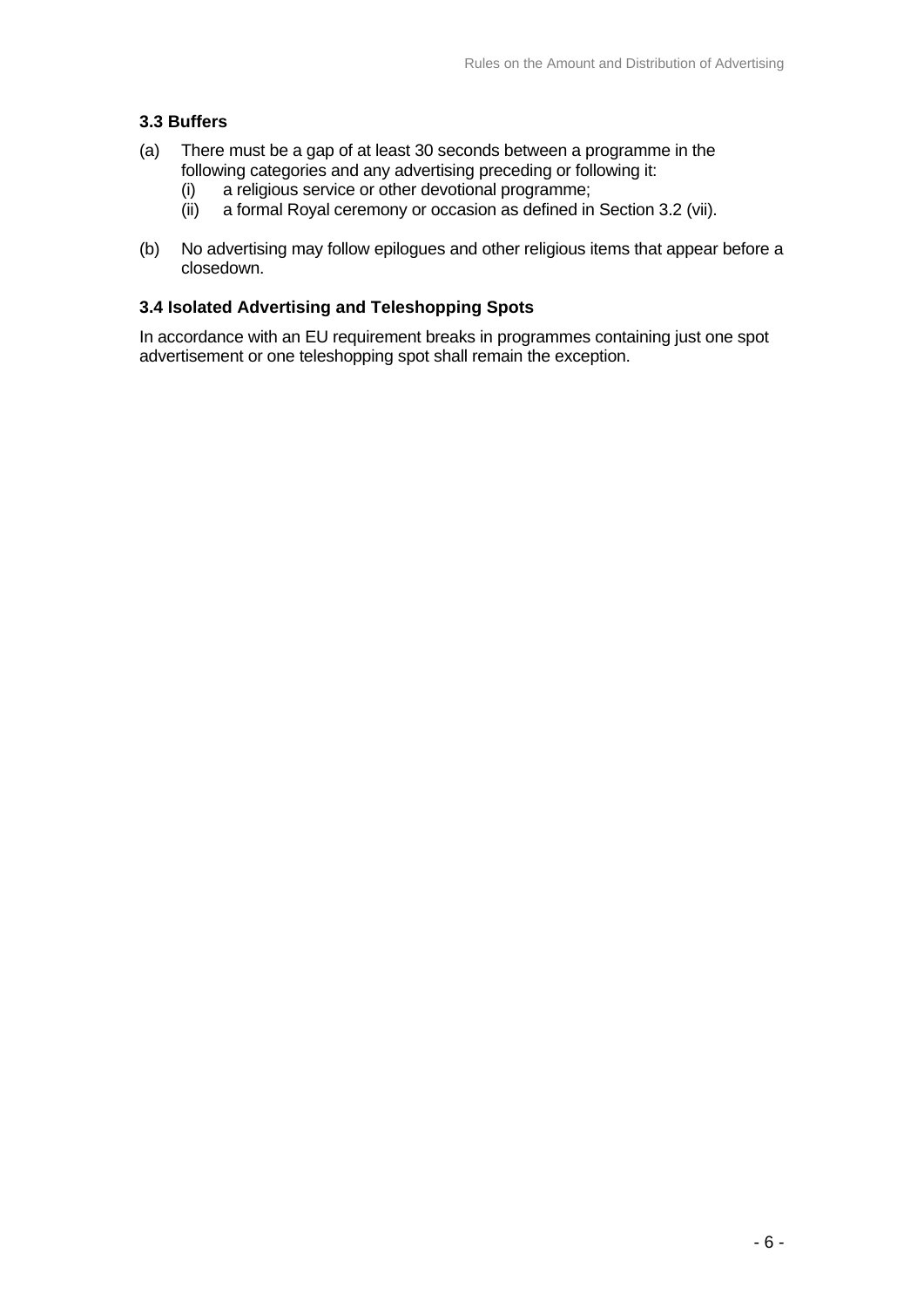### 3.3 Buffers

(a) There must be a gap of at least 30 seconds between a programme in the following categories and any advertising preceding or following it:
   (i) a religious service or other devotional programme;
   (ii) a formal Royal ceremony or occasion as defined in Section 3.2 (vii).

(b) No advertising may follow epilogues and other religious items that appear before a closedown.

### 3.4 Isolated Advertising and Teleshopping Spots

In accordance with an EU requirement breaks in programmes containing just one spot advertisement or one teleshopping spot shall remain the exception.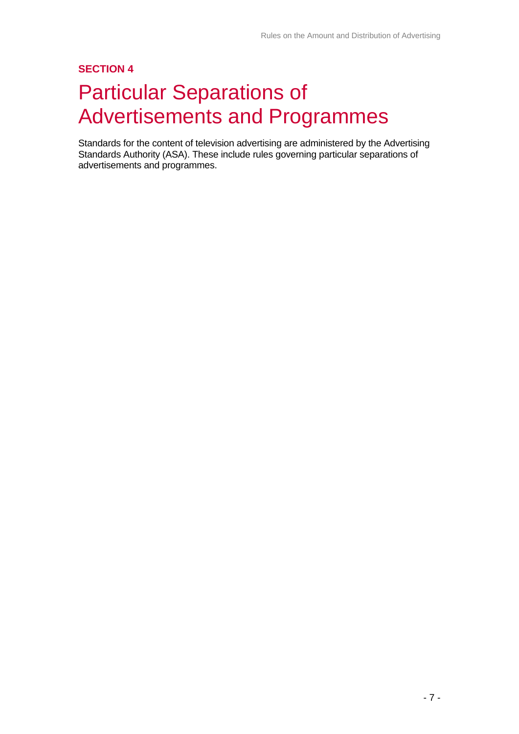**SECTION 4**

# Particular Separations of Advertisements and Programmes

Standards for the content of television advertising are administered by the Advertising Standards Authority (ASA). These include rules governing particular separations of advertisements and programmes.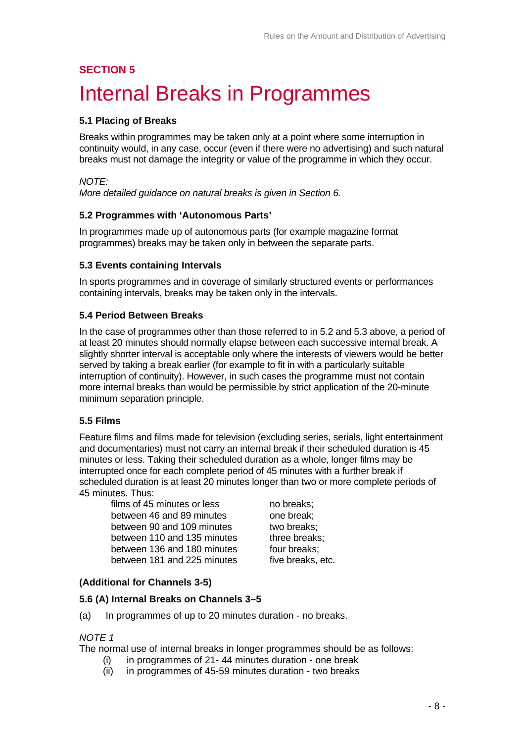## SECTION 5

# Internal Breaks in Programmes

### 5.1 Placing of Breaks

Breaks within programmes may be taken only at a point where some interruption in continuity would, in any case, occur (even if there were no advertising) and such natural breaks must not damage the integrity or value of the programme in which they occur.

*NOTE:*
*More detailed guidance on natural breaks is given in Section 6.*

### 5.2 Programmes with 'Autonomous Parts'

In programmes made up of autonomous parts (for example magazine format programmes) breaks may be taken only in between the separate parts.

### 5.3 Events containing Intervals

In sports programmes and in coverage of similarly structured events or performances containing intervals, breaks may be taken only in the intervals.

### 5.4 Period Between Breaks

In the case of programmes other than those referred to in 5.2 and 5.3 above, a period of at least 20 minutes should normally elapse between each successive internal break. A slightly shorter interval is acceptable only where the interests of viewers would be better served by taking a break earlier (for example to fit in with a particularly suitable interruption of continuity). However, in such cases the programme must not contain more internal breaks than would be permissible by strict application of the 20-minute minimum separation principle.

### 5.5 Films

Feature films and films made for television (excluding series, serials, light entertainment and documentaries) must not carry an internal break if their scheduled duration is 45 minutes or less. Taking their scheduled duration as a whole, longer films may be interrupted once for each complete period of 45 minutes with a further break if scheduled duration is at least 20 minutes longer than two or more complete periods of 45 minutes. Thus:

| | |
|---|---|
| films of 45 minutes or less | no breaks; |
| between 46 and 89 minutes | one break; |
| between 90 and 109 minutes | two breaks; |
| between 110 and 135 minutes | three breaks; |
| between 136 and 180 minutes | four breaks; |
| between 181 and 225 minutes | five breaks, etc. |

### (Additional for Channels 3-5)

### 5.6 (A) Internal Breaks on Channels 3–5

(a) In programmes of up to 20 minutes duration - no breaks.

*NOTE 1*
The normal use of internal breaks in longer programmes should be as follows:

(i) in programmes of 21- 44 minutes duration - one break
(ii) in programmes of 45-59 minutes duration - two breaks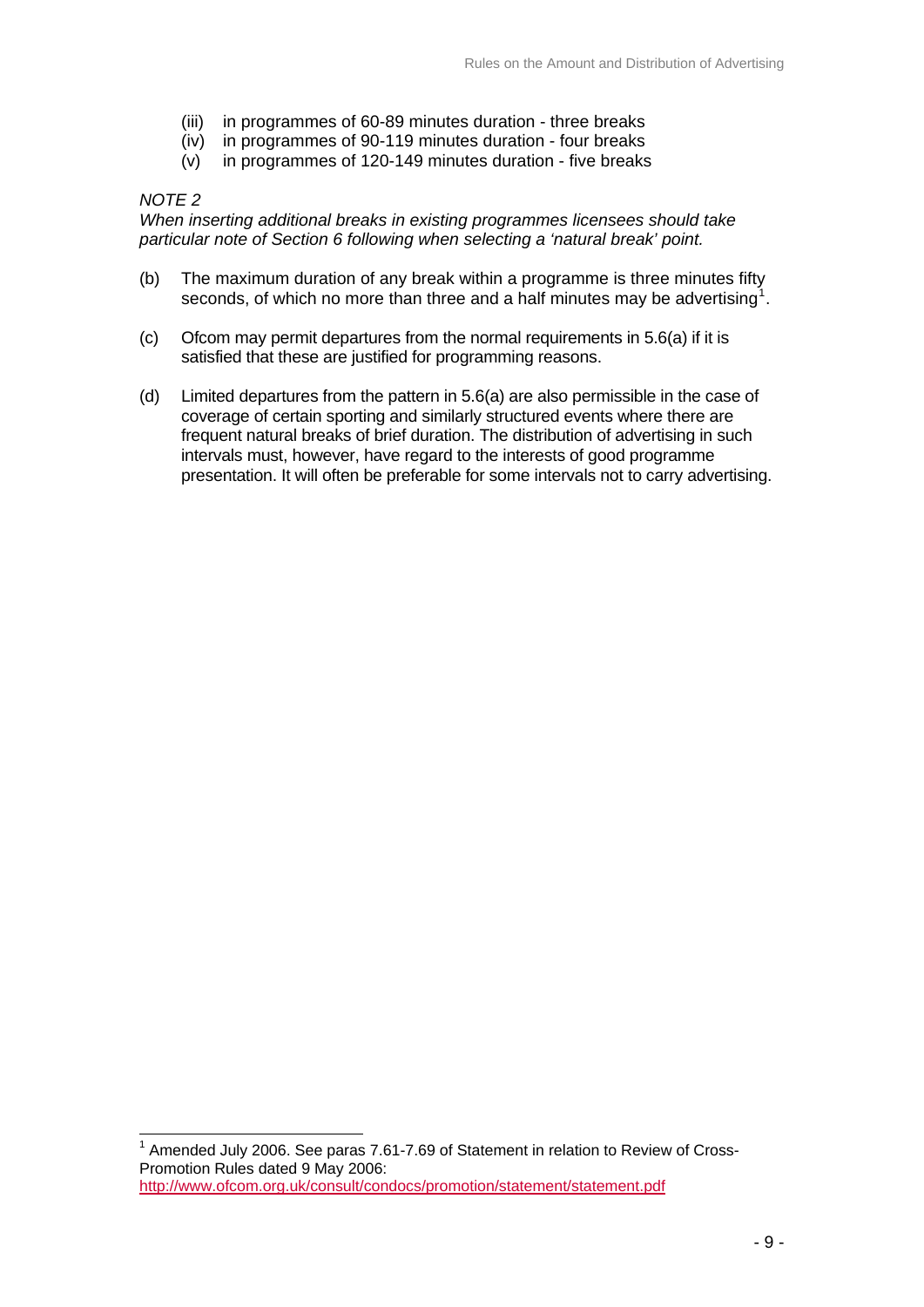(iii) in programmes of 60-89 minutes duration - three breaks
(iv) in programmes of 90-119 minutes duration - four breaks
(v) in programmes of 120-149 minutes duration - five breaks

*NOTE 2*
*When inserting additional breaks in existing programmes licensees should take particular note of Section 6 following when selecting a 'natural break' point.*

(b) The maximum duration of any break within a programme is three minutes fifty seconds, of which no more than three and a half minutes may be advertising[1].

(c) Ofcom may permit departures from the normal requirements in 5.6(a) if it is satisfied that these are justified for programming reasons.

(d) Limited departures from the pattern in 5.6(a) are also permissible in the case of coverage of certain sporting and similarly structured events where there are frequent natural breaks of brief duration. The distribution of advertising in such intervals must, however, have regard to the interests of good programme presentation. It will often be preferable for some intervals not to carry advertising.

---

[1] Amended July 2006. See paras 7.61-7.69 of Statement in relation to Review of Cross-Promotion Rules dated 9 May 2006: http://www.ofcom.org.uk/consult/condocs/promotion/statement/statement.pdf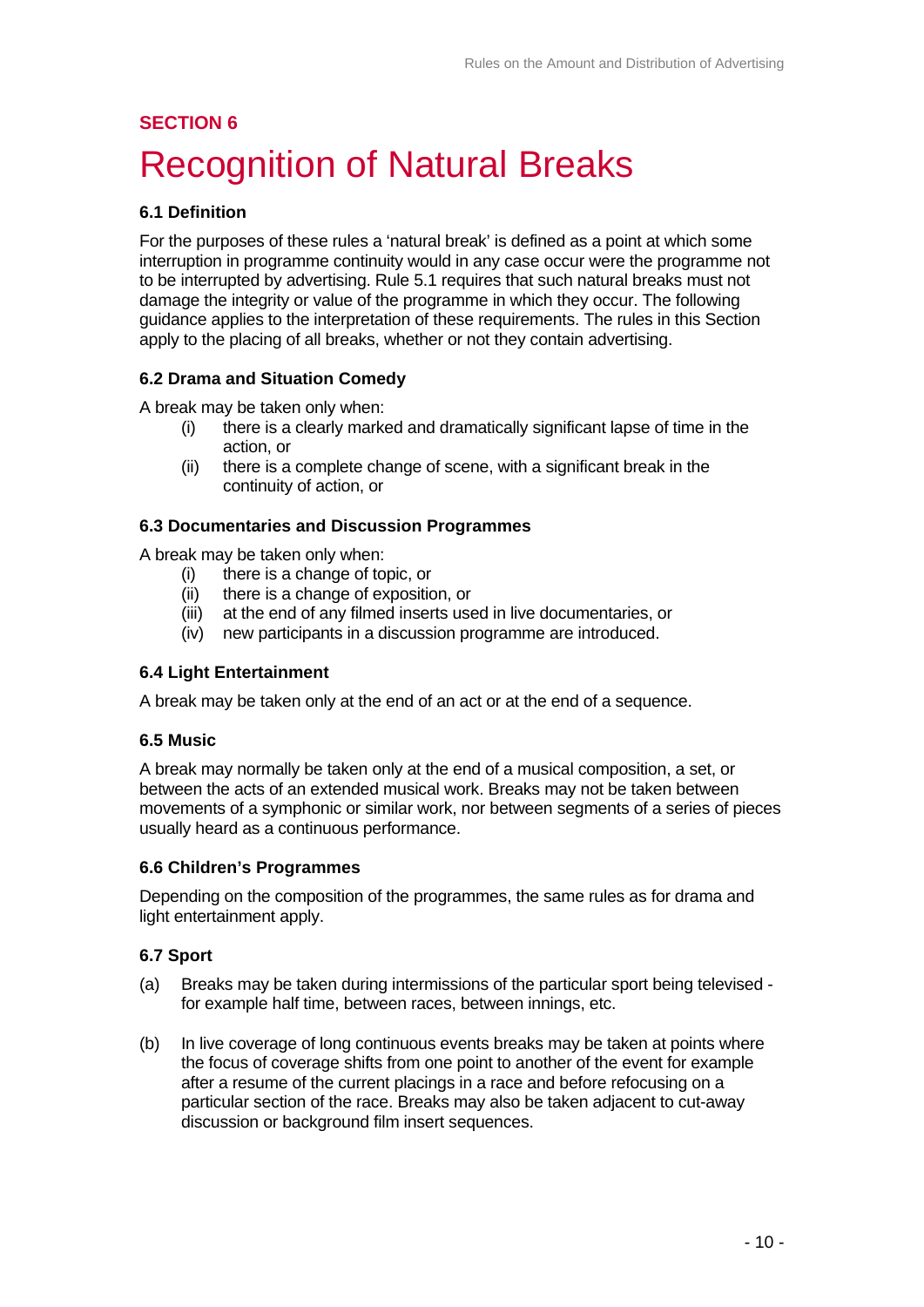## SECTION 6

# Recognition of Natural Breaks

### 6.1 Definition

For the purposes of these rules a 'natural break' is defined as a point at which some interruption in programme continuity would in any case occur were the programme not to be interrupted by advertising. Rule 5.1 requires that such natural breaks must not damage the integrity or value of the programme in which they occur. The following guidance applies to the interpretation of these requirements. The rules in this Section apply to the placing of all breaks, whether or not they contain advertising.

### 6.2 Drama and Situation Comedy

A break may be taken only when:

- (i) there is a clearly marked and dramatically significant lapse of time in the action, or
- (ii) there is a complete change of scene, with a significant break in the continuity of action, or

### 6.3 Documentaries and Discussion Programmes

A break may be taken only when:

- (i) there is a change of topic, or
- (ii) there is a change of exposition, or
- (iii) at the end of any filmed inserts used in live documentaries, or
- (iv) new participants in a discussion programme are introduced.

### 6.4 Light Entertainment

A break may be taken only at the end of an act or at the end of a sequence.

### 6.5 Music

A break may normally be taken only at the end of a musical composition, a set, or between the acts of an extended musical work. Breaks may not be taken between movements of a symphonic or similar work, nor between segments of a series of pieces usually heard as a continuous performance.

### 6.6 Children's Programmes

Depending on the composition of the programmes, the same rules as for drama and light entertainment apply.

### 6.7 Sport

(a) Breaks may be taken during intermissions of the particular sport being televised - for example half time, between races, between innings, etc.

(b) In live coverage of long continuous events breaks may be taken at points where the focus of coverage shifts from one point to another of the event for example after a resume of the current placings in a race and before refocusing on a particular section of the race. Breaks may also be taken adjacent to cut-away discussion or background film insert sequences.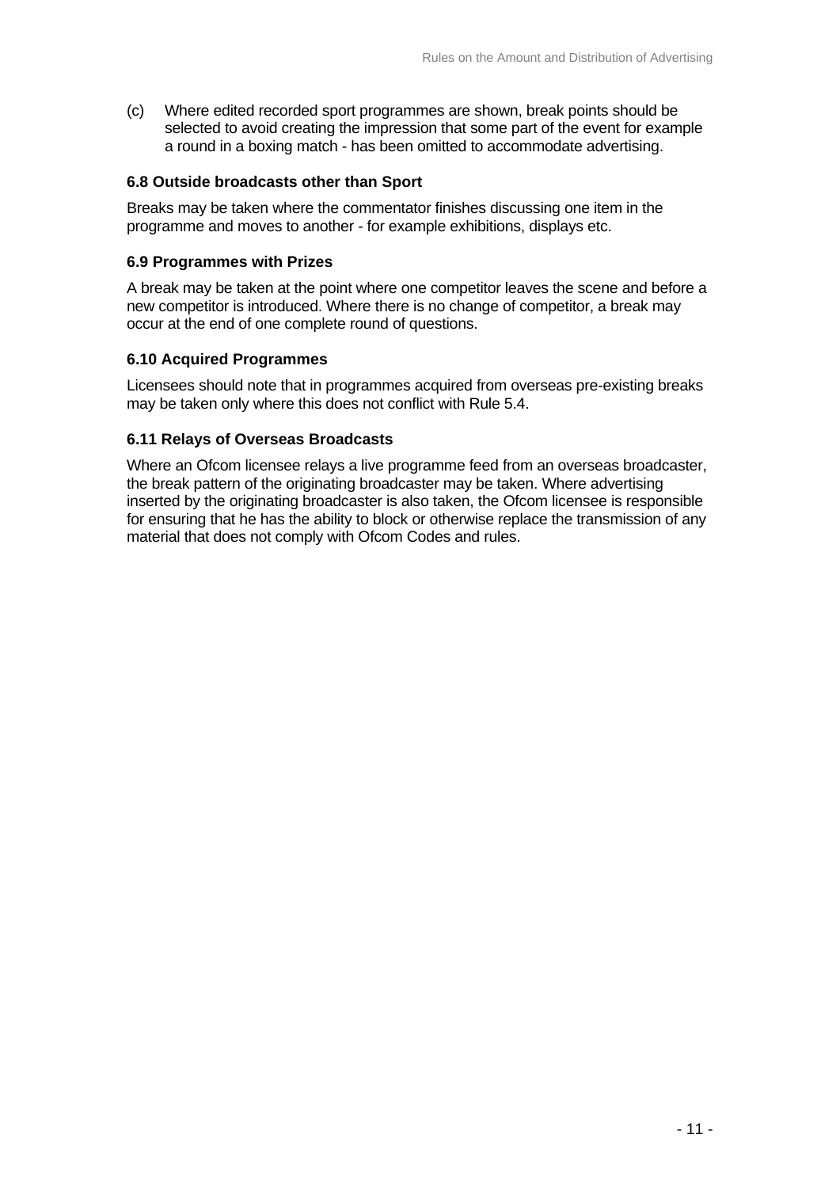(c) Where edited recorded sport programmes are shown, break points should be selected to avoid creating the impression that some part of the event for example a round in a boxing match - has been omitted to accommodate advertising.

### 6.8 Outside broadcasts other than Sport

Breaks may be taken where the commentator finishes discussing one item in the programme and moves to another - for example exhibitions, displays etc.

### 6.9 Programmes with Prizes

A break may be taken at the point where one competitor leaves the scene and before a new competitor is introduced. Where there is no change of competitor, a break may occur at the end of one complete round of questions.

### 6.10 Acquired Programmes

Licensees should note that in programmes acquired from overseas pre-existing breaks may be taken only where this does not conflict with Rule 5.4.

### 6.11 Relays of Overseas Broadcasts

Where an Ofcom licensee relays a live programme feed from an overseas broadcaster, the break pattern of the originating broadcaster may be taken. Where advertising inserted by the originating broadcaster is also taken, the Ofcom licensee is responsible for ensuring that he has the ability to block or otherwise replace the transmission of any material that does not comply with Ofcom Codes and rules.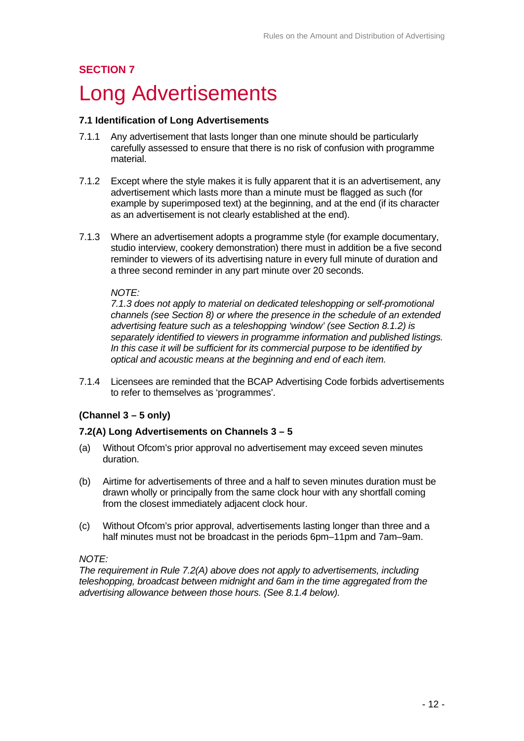## SECTION 7

# Long Advertisements

### 7.1 Identification of Long Advertisements

7.1.1 Any advertisement that lasts longer than one minute should be particularly carefully assessed to ensure that there is no risk of confusion with programme material.

7.1.2 Except where the style makes it is fully apparent that it is an advertisement, any advertisement which lasts more than a minute must be flagged as such (for example by superimposed text) at the beginning, and at the end (if its character as an advertisement is not clearly established at the end).

7.1.3 Where an advertisement adopts a programme style (for example documentary, studio interview, cookery demonstration) there must in addition be a five second reminder to viewers of its advertising nature in every full minute of duration and a three second reminder in any part minute over 20 seconds.

*NOTE:*
*7.1.3 does not apply to material on dedicated teleshopping or self-promotional channels (see Section 8) or where the presence in the schedule of an extended advertising feature such as a teleshopping 'window' (see Section 8.1.2) is separately identified to viewers in programme information and published listings. In this case it will be sufficient for its commercial purpose to be identified by optical and acoustic means at the beginning and end of each item.*

7.1.4 Licensees are reminded that the BCAP Advertising Code forbids advertisements to refer to themselves as 'programmes'.

**(Channel 3 – 5 only)**

### 7.2(A) Long Advertisements on Channels 3 – 5

(a) Without Ofcom's prior approval no advertisement may exceed seven minutes duration.

(b) Airtime for advertisements of three and a half to seven minutes duration must be drawn wholly or principally from the same clock hour with any shortfall coming from the closest immediately adjacent clock hour.

(c) Without Ofcom's prior approval, advertisements lasting longer than three and a half minutes must not be broadcast in the periods 6pm–11pm and 7am–9am.

*NOTE:*
*The requirement in Rule 7.2(A) above does not apply to advertisements, including teleshopping, broadcast between midnight and 6am in the time aggregated from the advertising allowance between those hours. (See 8.1.4 below).*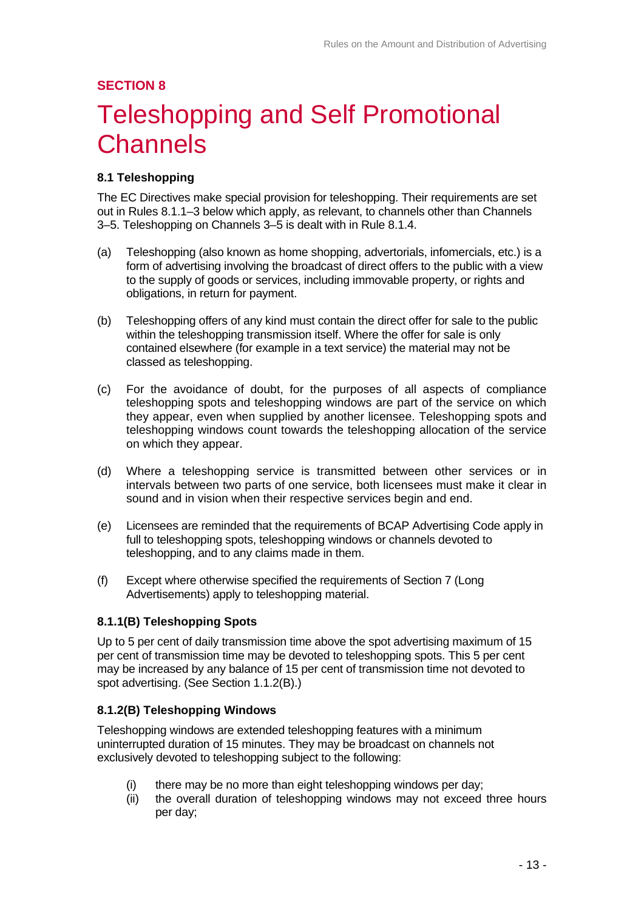## SECTION 8

# Teleshopping and Self Promotional Channels

### 8.1 Teleshopping

The EC Directives make special provision for teleshopping. Their requirements are set out in Rules 8.1.1–3 below which apply, as relevant, to channels other than Channels 3–5. Teleshopping on Channels 3–5 is dealt with in Rule 8.1.4.

(a) Teleshopping (also known as home shopping, advertorials, infomercials, etc.) is a form of advertising involving the broadcast of direct offers to the public with a view to the supply of goods or services, including immovable property, or rights and obligations, in return for payment.

(b) Teleshopping offers of any kind must contain the direct offer for sale to the public within the teleshopping transmission itself. Where the offer for sale is only contained elsewhere (for example in a text service) the material may not be classed as teleshopping.

(c) For the avoidance of doubt, for the purposes of all aspects of compliance teleshopping spots and teleshopping windows are part of the service on which they appear, even when supplied by another licensee. Teleshopping spots and teleshopping windows count towards the teleshopping allocation of the service on which they appear.

(d) Where a teleshopping service is transmitted between other services or in intervals between two parts of one service, both licensees must make it clear in sound and in vision when their respective services begin and end.

(e) Licensees are reminded that the requirements of BCAP Advertising Code apply in full to teleshopping spots, teleshopping windows or channels devoted to teleshopping, and to any claims made in them.

(f) Except where otherwise specified the requirements of Section 7 (Long Advertisements) apply to teleshopping material.

### 8.1.1(B) Teleshopping Spots

Up to 5 per cent of daily transmission time above the spot advertising maximum of 15 per cent of transmission time may be devoted to teleshopping spots. This 5 per cent may be increased by any balance of 15 per cent of transmission time not devoted to spot advertising. (See Section 1.1.2(B).)

### 8.1.2(B) Teleshopping Windows

Teleshopping windows are extended teleshopping features with a minimum uninterrupted duration of 15 minutes. They may be broadcast on channels not exclusively devoted to teleshopping subject to the following:

(i) there may be no more than eight teleshopping windows per day;
(ii) the overall duration of teleshopping windows may not exceed three hours per day;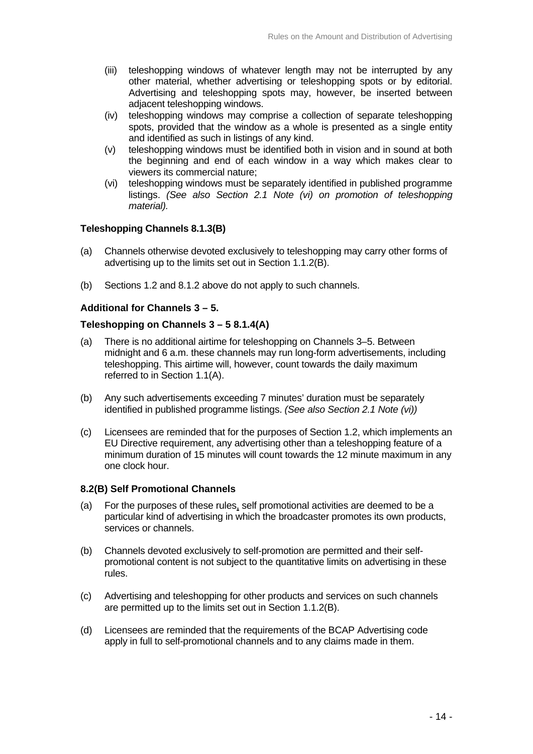(iii) teleshopping windows of whatever length may not be interrupted by any other material, whether advertising or teleshopping spots or by editorial. Advertising and teleshopping spots may, however, be inserted between adjacent teleshopping windows.

(iv) teleshopping windows may comprise a collection of separate teleshopping spots, provided that the window as a whole is presented as a single entity and identified as such in listings of any kind.

(v) teleshopping windows must be identified both in vision and in sound at both the beginning and end of each window in a way which makes clear to viewers its commercial nature;

(vi) teleshopping windows must be separately identified in published programme listings. *(See also Section 2.1 Note (vi) on promotion of teleshopping material).*

**Teleshopping Channels 8.1.3(B)**

(a) Channels otherwise devoted exclusively to teleshopping may carry other forms of advertising up to the limits set out in Section 1.1.2(B).

(b) Sections 1.2 and 8.1.2 above do not apply to such channels.

**Additional for Channels 3 – 5.**

**Teleshopping on Channels 3 – 5 8.1.4(A)**

(a) There is no additional airtime for teleshopping on Channels 3–5. Between midnight and 6 a.m. these channels may run long-form advertisements, including teleshopping. This airtime will, however, count towards the daily maximum referred to in Section 1.1(A).

(b) Any such advertisements exceeding 7 minutes' duration must be separately identified in published programme listings. *(See also Section 2.1 Note (vi))*

(c) Licensees are reminded that for the purposes of Section 1.2, which implements an EU Directive requirement, any advertising other than a teleshopping feature of a minimum duration of 15 minutes will count towards the 12 minute maximum in any one clock hour.

**8.2(B) Self Promotional Channels**

(a) For the purposes of these rules, self promotional activities are deemed to be a particular kind of advertising in which the broadcaster promotes its own products, services or channels.

(b) Channels devoted exclusively to self-promotion are permitted and their self-promotional content is not subject to the quantitative limits on advertising in these rules.

(c) Advertising and teleshopping for other products and services on such channels are permitted up to the limits set out in Section 1.1.2(B).

(d) Licensees are reminded that the requirements of the BCAP Advertising code apply in full to self-promotional channels and to any claims made in them.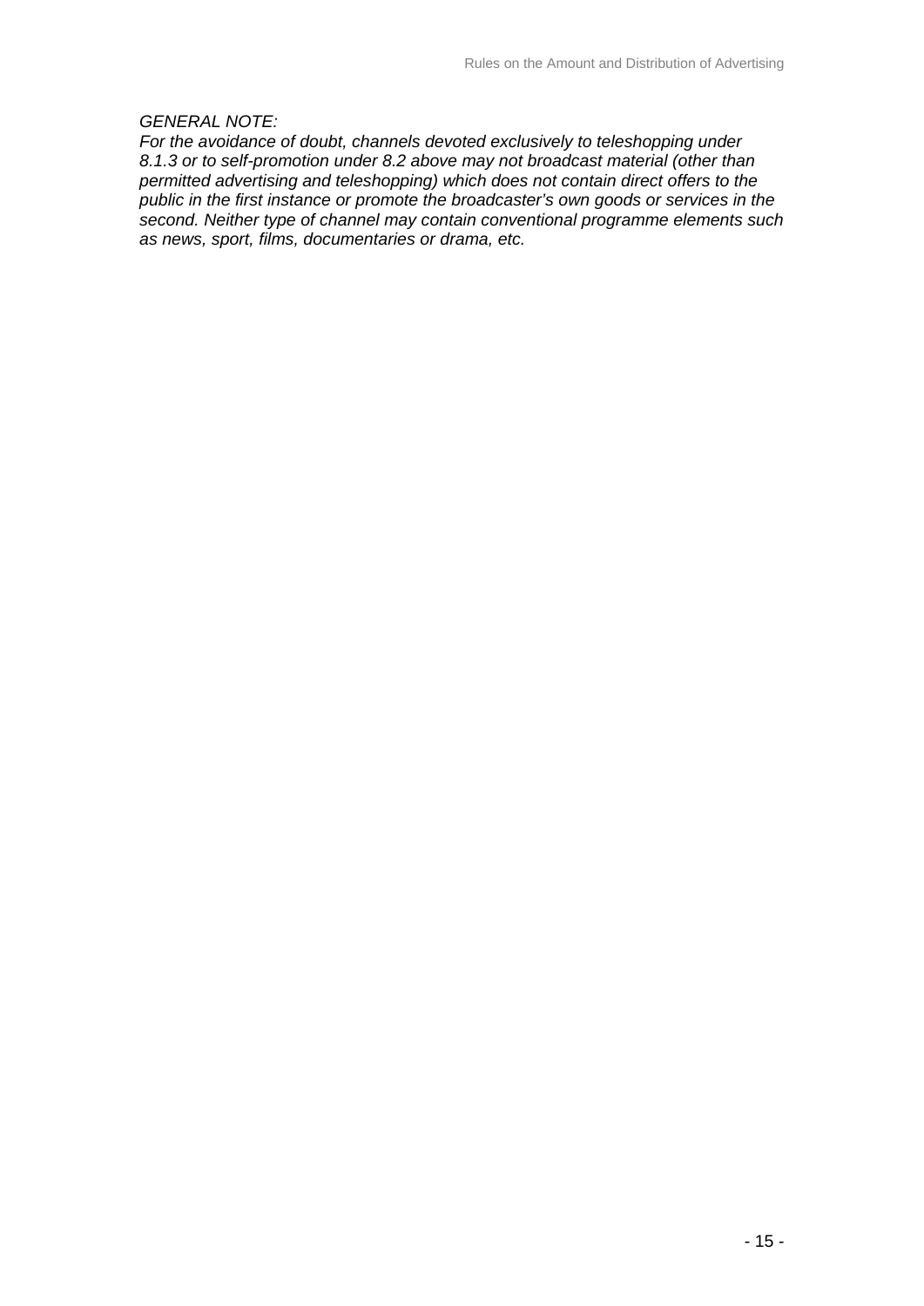*GENERAL NOTE:*
*For the avoidance of doubt, channels devoted exclusively to teleshopping under 8.1.3 or to self-promotion under 8.2 above may not broadcast material (other than permitted advertising and teleshopping) which does not contain direct offers to the public in the first instance or promote the broadcaster's own goods or services in the second. Neither type of channel may contain conventional programme elements such as news, sport, films, documentaries or drama, etc.*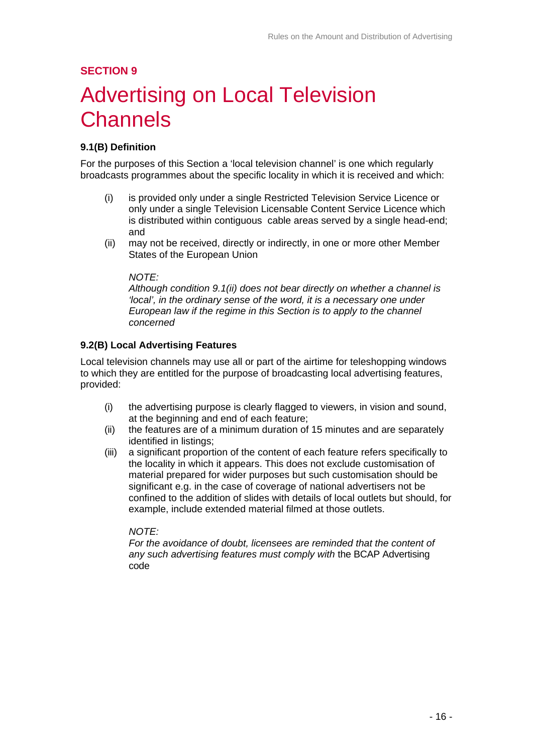**SECTION 9**

# Advertising on Local Television Channels

### 9.1(B) Definition

For the purposes of this Section a 'local television channel' is one which regularly broadcasts programmes about the specific locality in which it is received and which:

(i) is provided only under a single Restricted Television Service Licence or only under a single Television Licensable Content Service Licence which is distributed within contiguous cable areas served by a single head-end; and

(ii) may not be received, directly or indirectly, in one or more other Member States of the European Union

*NOTE:*
*Although condition 9.1(ii) does not bear directly on whether a channel is 'local', in the ordinary sense of the word, it is a necessary one under European law if the regime in this Section is to apply to the channel concerned*

### 9.2(B) Local Advertising Features

Local television channels may use all or part of the airtime for teleshopping windows to which they are entitled for the purpose of broadcasting local advertising features, provided:

(i) the advertising purpose is clearly flagged to viewers, in vision and sound, at the beginning and end of each feature;

(ii) the features are of a minimum duration of 15 minutes and are separately identified in listings;

(iii) a significant proportion of the content of each feature refers specifically to the locality in which it appears. This does not exclude customisation of material prepared for wider purposes but such customisation should be significant e.g. in the case of coverage of national advertisers not be confined to the addition of slides with details of local outlets but should, for example, include extended material filmed at those outlets.

*NOTE:*
*For the avoidance of doubt, licensees are reminded that the content of any such advertising features must comply with* the BCAP Advertising code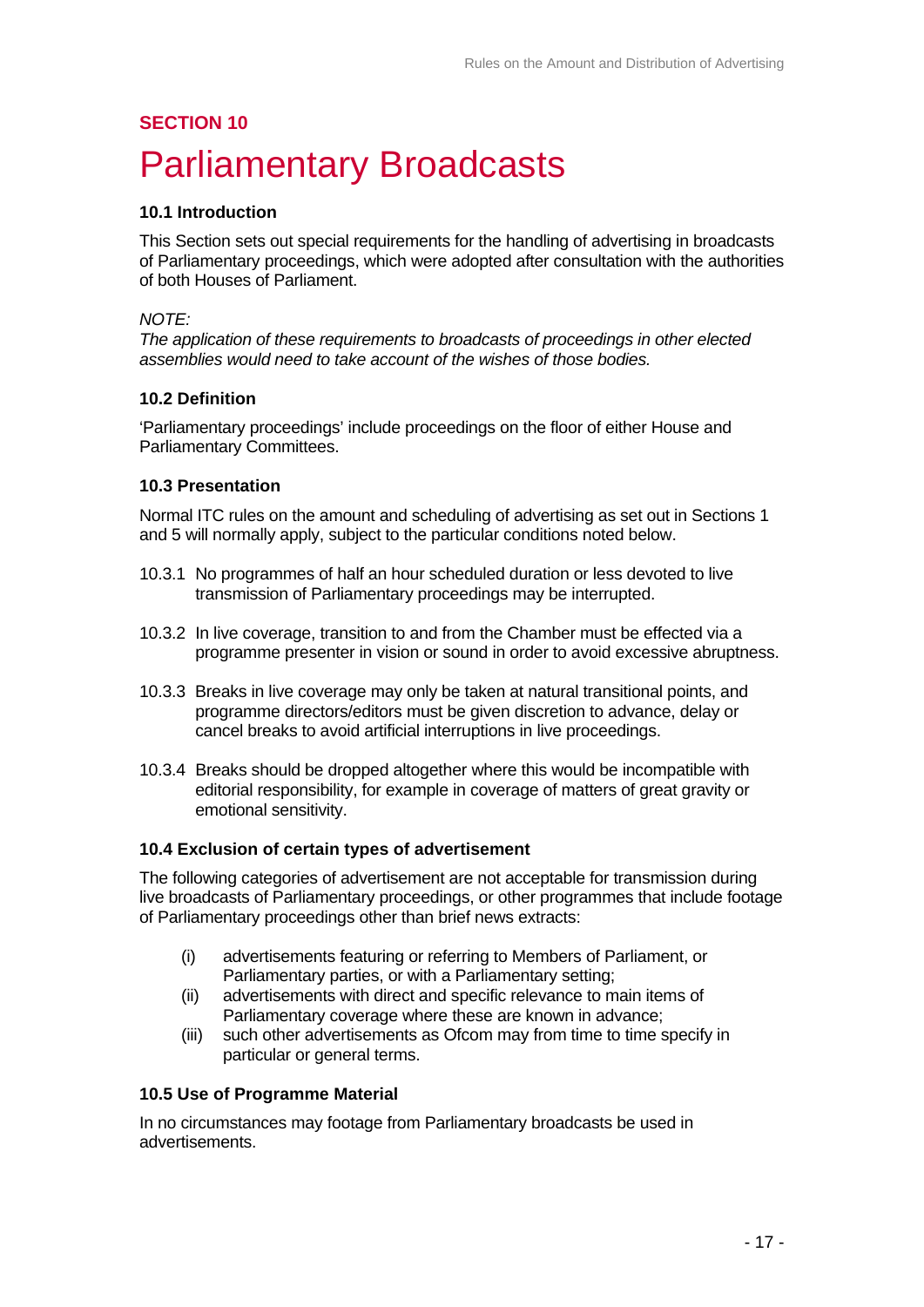## SECTION 10

# Parliamentary Broadcasts

### 10.1 Introduction

This Section sets out special requirements for the handling of advertising in broadcasts of Parliamentary proceedings, which were adopted after consultation with the authorities of both Houses of Parliament.

*NOTE:*
*The application of these requirements to broadcasts of proceedings in other elected assemblies would need to take account of the wishes of those bodies.*

### 10.2 Definition

'Parliamentary proceedings' include proceedings on the floor of either House and Parliamentary Committees.

### 10.3 Presentation

Normal ITC rules on the amount and scheduling of advertising as set out in Sections 1 and 5 will normally apply, subject to the particular conditions noted below.

10.3.1 No programmes of half an hour scheduled duration or less devoted to live transmission of Parliamentary proceedings may be interrupted.

10.3.2 In live coverage, transition to and from the Chamber must be effected via a programme presenter in vision or sound in order to avoid excessive abruptness.

10.3.3 Breaks in live coverage may only be taken at natural transitional points, and programme directors/editors must be given discretion to advance, delay or cancel breaks to avoid artificial interruptions in live proceedings.

10.3.4 Breaks should be dropped altogether where this would be incompatible with editorial responsibility, for example in coverage of matters of great gravity or emotional sensitivity.

### 10.4 Exclusion of certain types of advertisement

The following categories of advertisement are not acceptable for transmission during live broadcasts of Parliamentary proceedings, or other programmes that include footage of Parliamentary proceedings other than brief news extracts:

(i) advertisements featuring or referring to Members of Parliament, or Parliamentary parties, or with a Parliamentary setting;
(ii) advertisements with direct and specific relevance to main items of Parliamentary coverage where these are known in advance;
(iii) such other advertisements as Ofcom may from time to time specify in particular or general terms.

### 10.5 Use of Programme Material

In no circumstances may footage from Parliamentary broadcasts be used in advertisements.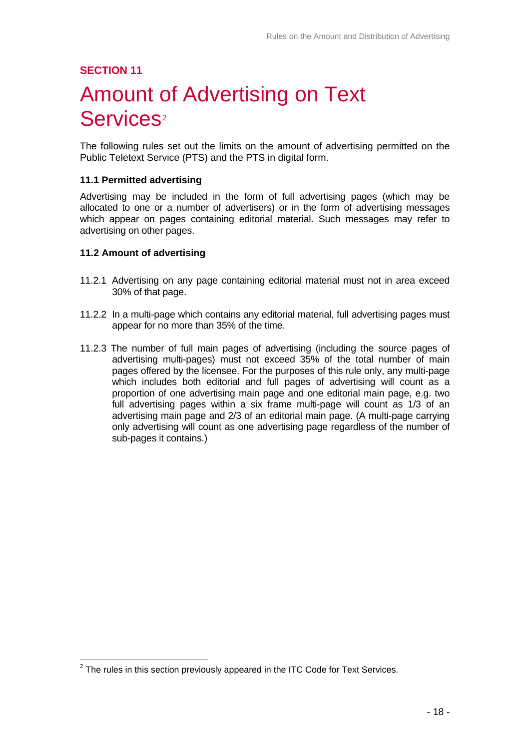**SECTION 11**

# Amount of Advertising on Text Services[2]

The following rules set out the limits on the amount of advertising permitted on the Public Teletext Service (PTS) and the PTS in digital form.

### 11.1 Permitted advertising

Advertising may be included in the form of full advertising pages (which may be allocated to one or a number of advertisers) or in the form of advertising messages which appear on pages containing editorial material. Such messages may refer to advertising on other pages.

### 11.2 Amount of advertising

11.2.1 Advertising on any page containing editorial material must not in area exceed 30% of that page.

11.2.2 In a multi-page which contains any editorial material, full advertising pages must appear for no more than 35% of the time.

11.2.3 The number of full main pages of advertising (including the source pages of advertising multi-pages) must not exceed 35% of the total number of main pages offered by the licensee. For the purposes of this rule only, any multi-page which includes both editorial and full pages of advertising will count as a proportion of one advertising main page and one editorial main page, e.g. two full advertising pages within a six frame multi-page will count as 1/3 of an advertising main page and 2/3 of an editorial main page. (A multi-page carrying only advertising will count as one advertising page regardless of the number of sub-pages it contains.)

---

[2] The rules in this section previously appeared in the ITC Code for Text Services.